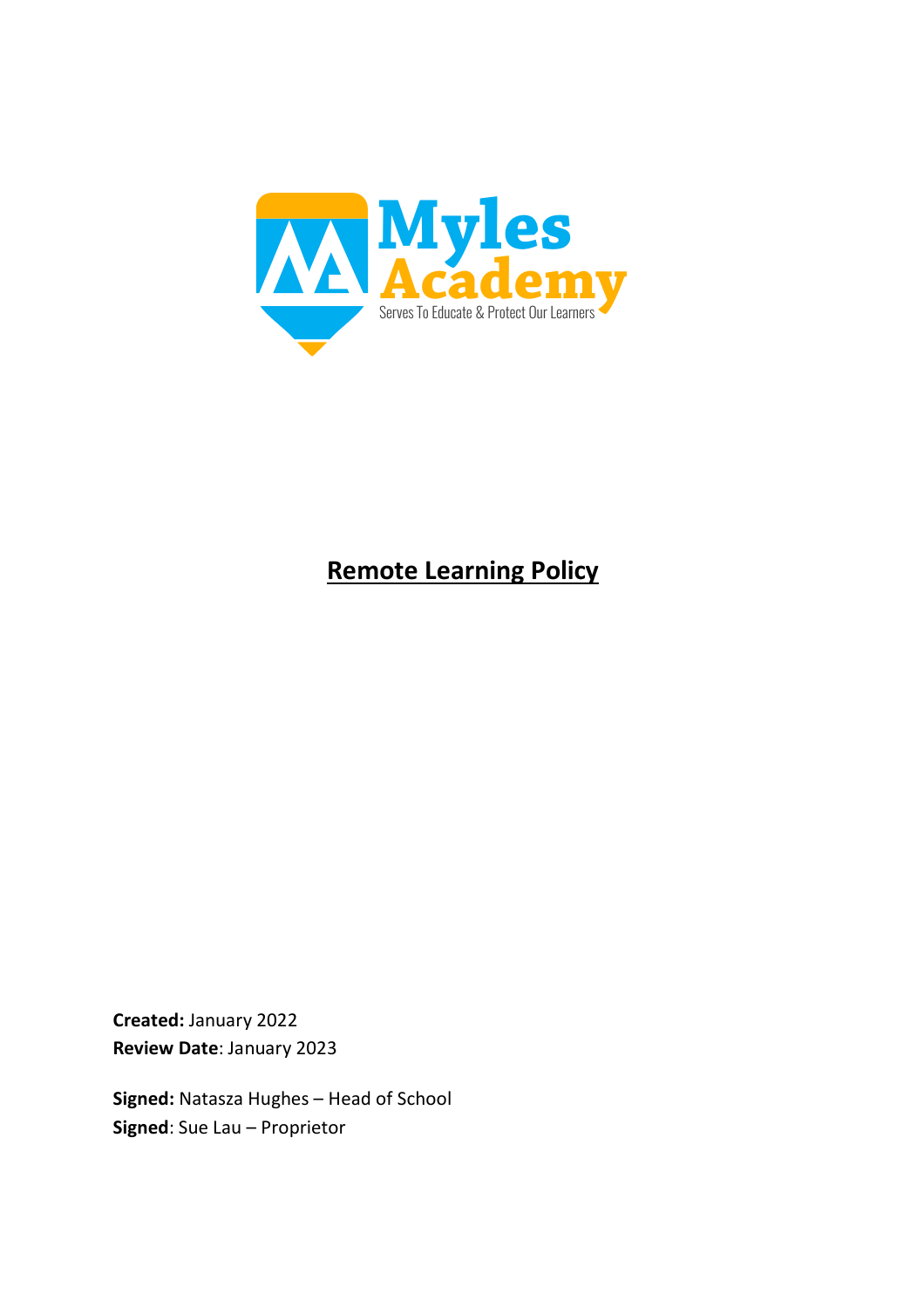Myles Academy

Serves To Educate & Protect Our Learners

# Remote Learning Policy

**Created:** January 2022
**Review Date**: January 2023

**Signed:** Natasza Hughes – Head of School
**Signed**: Sue Lau – Proprietor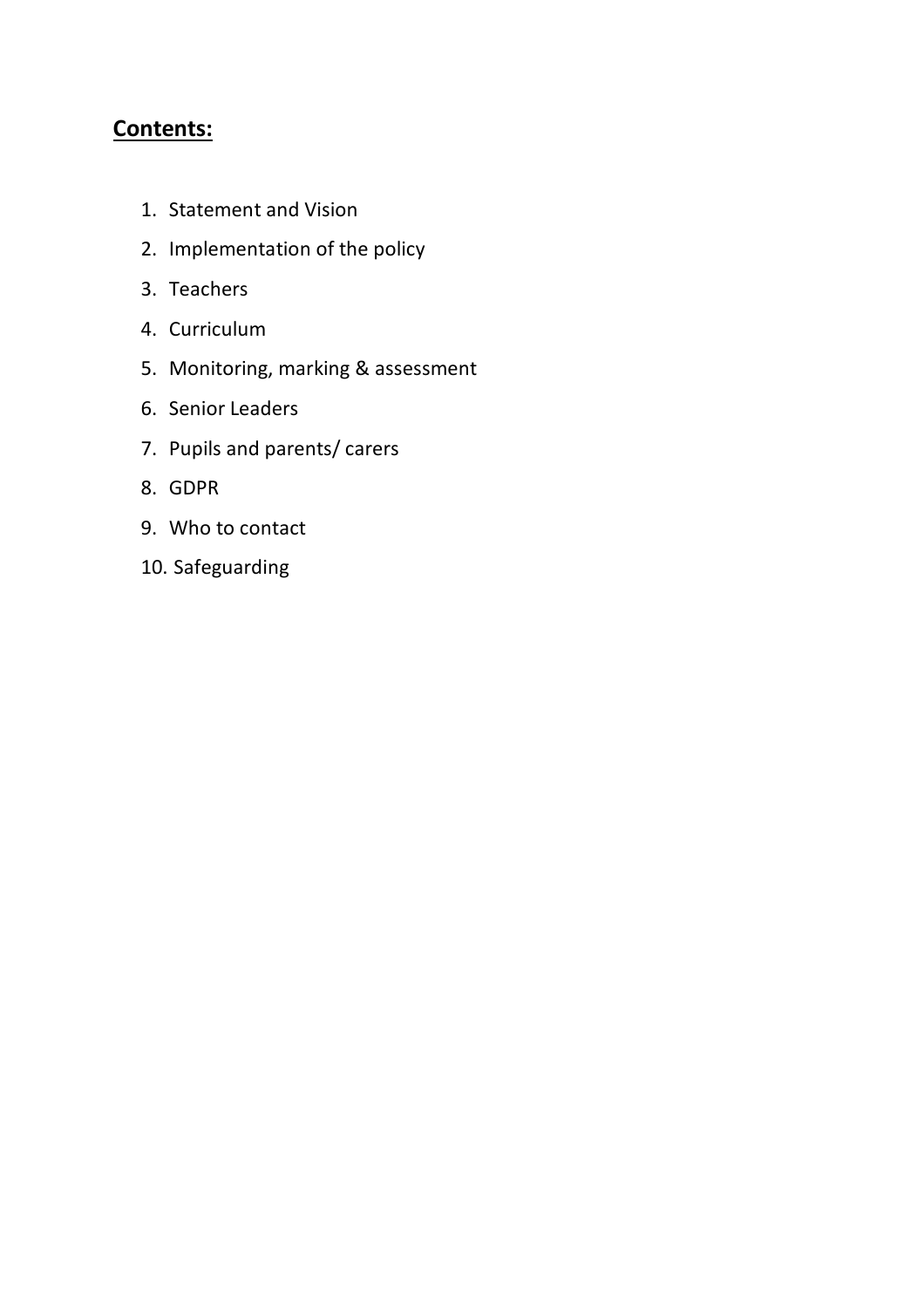## **Contents:**

1. Statement and Vision
2. Implementation of the policy
3. Teachers
4. Curriculum
5. Monitoring, marking & assessment
6. Senior Leaders
7. Pupils and parents/ carers
8. GDPR
9. Who to contact
10. Safeguarding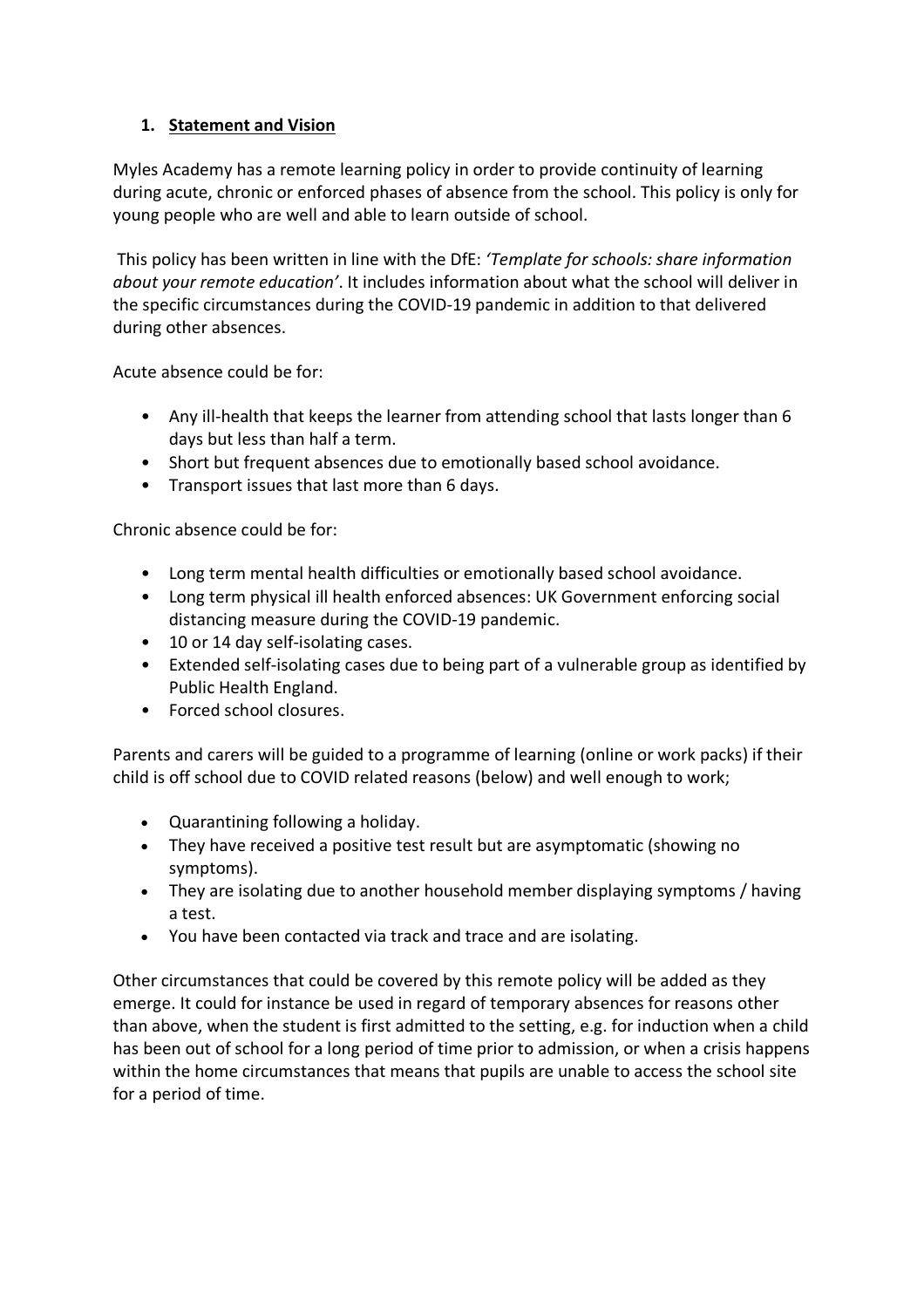## 1. Statement and Vision

Myles Academy has a remote learning policy in order to provide continuity of learning during acute, chronic or enforced phases of absence from the school. This policy is only for young people who are well and able to learn outside of school.

This policy has been written in line with the DfE: *'Template for schools: share information about your remote education'*. It includes information about what the school will deliver in the specific circumstances during the COVID-19 pandemic in addition to that delivered during other absences.

Acute absence could be for:

- Any ill-health that keeps the learner from attending school that lasts longer than 6 days but less than half a term.
- Short but frequent absences due to emotionally based school avoidance.
- Transport issues that last more than 6 days.

Chronic absence could be for:

- Long term mental health difficulties or emotionally based school avoidance.
- Long term physical ill health enforced absences: UK Government enforcing social distancing measure during the COVID-19 pandemic.
- 10 or 14 day self-isolating cases.
- Extended self-isolating cases due to being part of a vulnerable group as identified by Public Health England.
- Forced school closures.

Parents and carers will be guided to a programme of learning (online or work packs) if their child is off school due to COVID related reasons (below) and well enough to work;

- Quarantining following a holiday.
- They have received a positive test result but are asymptomatic (showing no symptoms).
- They are isolating due to another household member displaying symptoms / having a test.
- You have been contacted via track and trace and are isolating.

Other circumstances that could be covered by this remote policy will be added as they emerge. It could for instance be used in regard of temporary absences for reasons other than above, when the student is first admitted to the setting, e.g. for induction when a child has been out of school for a long period of time prior to admission, or when a crisis happens within the home circumstances that means that pupils are unable to access the school site for a period of time.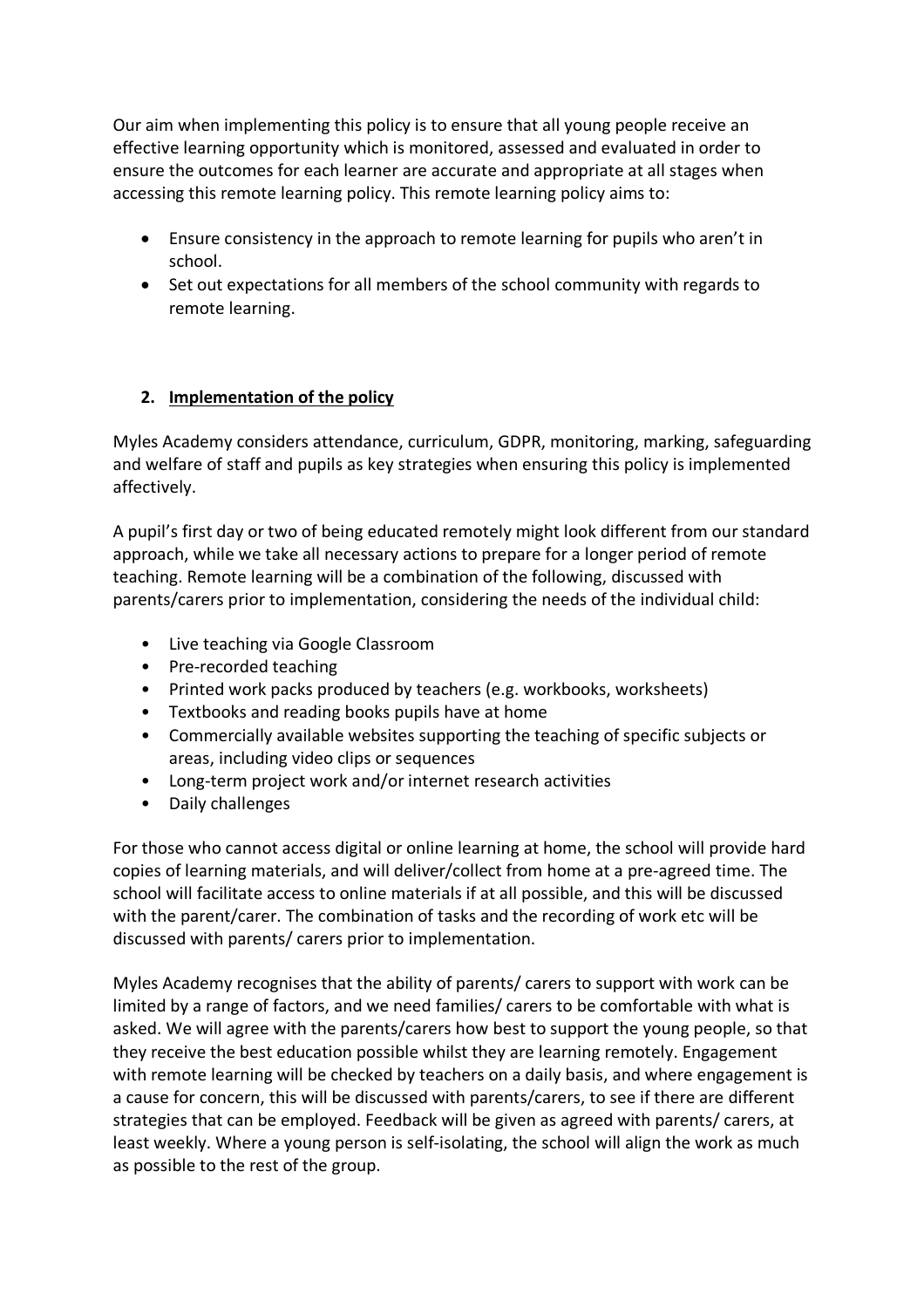Our aim when implementing this policy is to ensure that all young people receive an effective learning opportunity which is monitored, assessed and evaluated in order to ensure the outcomes for each learner are accurate and appropriate at all stages when accessing this remote learning policy. This remote learning policy aims to:

- Ensure consistency in the approach to remote learning for pupils who aren't in school.
- Set out expectations for all members of the school community with regards to remote learning.

## 2. Implementation of the policy

Myles Academy considers attendance, curriculum, GDPR, monitoring, marking, safeguarding and welfare of staff and pupils as key strategies when ensuring this policy is implemented affectively.

A pupil's first day or two of being educated remotely might look different from our standard approach, while we take all necessary actions to prepare for a longer period of remote teaching. Remote learning will be a combination of the following, discussed with parents/carers prior to implementation, considering the needs of the individual child:

- Live teaching via Google Classroom
- Pre-recorded teaching
- Printed work packs produced by teachers (e.g. workbooks, worksheets)
- Textbooks and reading books pupils have at home
- Commercially available websites supporting the teaching of specific subjects or areas, including video clips or sequences
- Long-term project work and/or internet research activities
- Daily challenges

For those who cannot access digital or online learning at home, the school will provide hard copies of learning materials, and will deliver/collect from home at a pre-agreed time. The school will facilitate access to online materials if at all possible, and this will be discussed with the parent/carer. The combination of tasks and the recording of work etc will be discussed with parents/ carers prior to implementation.

Myles Academy recognises that the ability of parents/ carers to support with work can be limited by a range of factors, and we need families/ carers to be comfortable with what is asked. We will agree with the parents/carers how best to support the young people, so that they receive the best education possible whilst they are learning remotely. Engagement with remote learning will be checked by teachers on a daily basis, and where engagement is a cause for concern, this will be discussed with parents/carers, to see if there are different strategies that can be employed. Feedback will be given as agreed with parents/ carers, at least weekly. Where a young person is self-isolating, the school will align the work as much as possible to the rest of the group.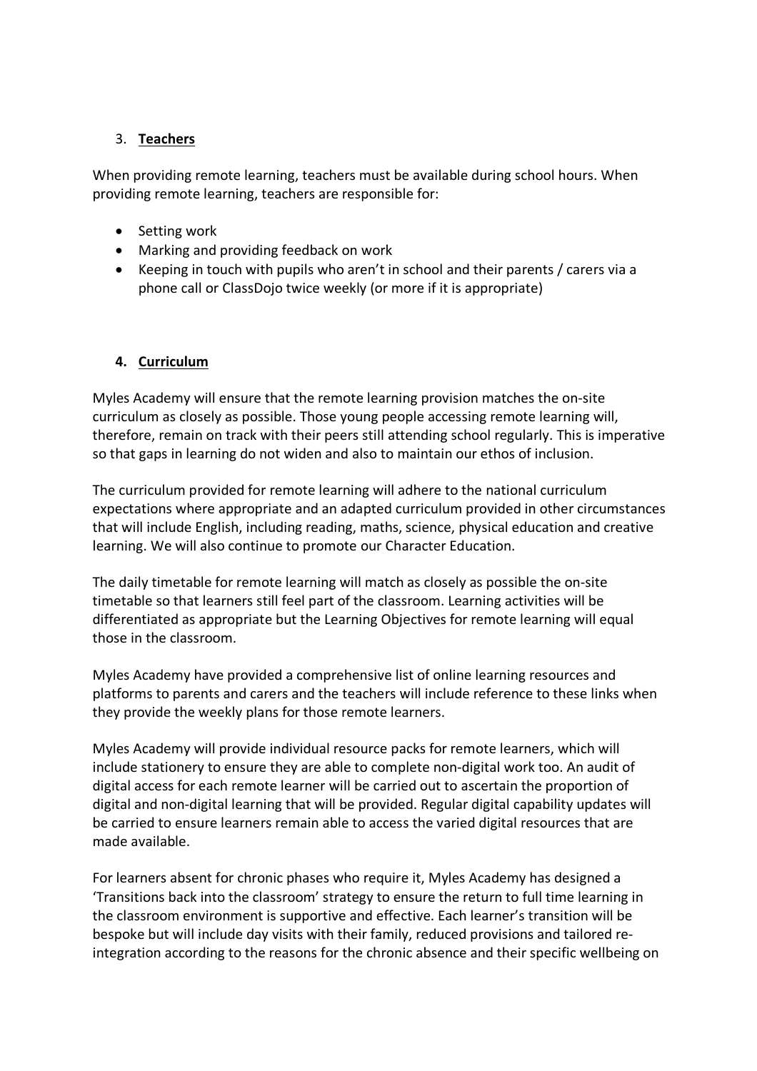## 3. **Teachers**

When providing remote learning, teachers must be available during school hours. When providing remote learning, teachers are responsible for:

- Setting work
- Marking and providing feedback on work
- Keeping in touch with pupils who aren't in school and their parents / carers via a phone call or ClassDojo twice weekly (or more if it is appropriate)

## 4. **Curriculum**

Myles Academy will ensure that the remote learning provision matches the on-site curriculum as closely as possible. Those young people accessing remote learning will, therefore, remain on track with their peers still attending school regularly. This is imperative so that gaps in learning do not widen and also to maintain our ethos of inclusion.

The curriculum provided for remote learning will adhere to the national curriculum expectations where appropriate and an adapted curriculum provided in other circumstances that will include English, including reading, maths, science, physical education and creative learning. We will also continue to promote our Character Education.

The daily timetable for remote learning will match as closely as possible the on-site timetable so that learners still feel part of the classroom. Learning activities will be differentiated as appropriate but the Learning Objectives for remote learning will equal those in the classroom.

Myles Academy have provided a comprehensive list of online learning resources and platforms to parents and carers and the teachers will include reference to these links when they provide the weekly plans for those remote learners.

Myles Academy will provide individual resource packs for remote learners, which will include stationery to ensure they are able to complete non-digital work too. An audit of digital access for each remote learner will be carried out to ascertain the proportion of digital and non-digital learning that will be provided. Regular digital capability updates will be carried to ensure learners remain able to access the varied digital resources that are made available.

For learners absent for chronic phases who require it, Myles Academy has designed a 'Transitions back into the classroom' strategy to ensure the return to full time learning in the classroom environment is supportive and effective. Each learner's transition will be bespoke but will include day visits with their family, reduced provisions and tailored re-integration according to the reasons for the chronic absence and their specific wellbeing on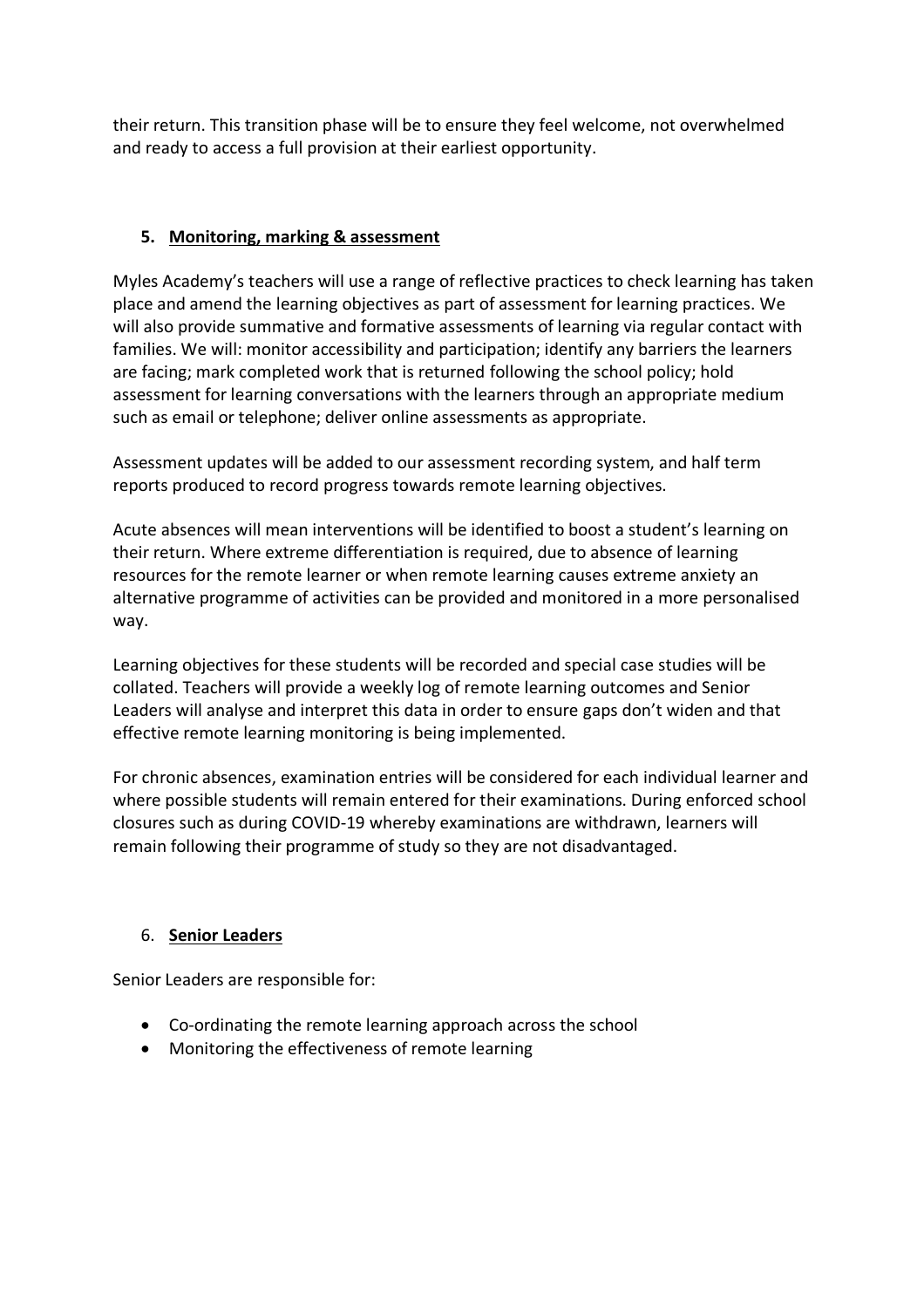their return. This transition phase will be to ensure they feel welcome, not overwhelmed and ready to access a full provision at their earliest opportunity.

## 5. Monitoring, marking & assessment

Myles Academy's teachers will use a range of reflective practices to check learning has taken place and amend the learning objectives as part of assessment for learning practices. We will also provide summative and formative assessments of learning via regular contact with families. We will: monitor accessibility and participation; identify any barriers the learners are facing; mark completed work that is returned following the school policy; hold assessment for learning conversations with the learners through an appropriate medium such as email or telephone; deliver online assessments as appropriate.

Assessment updates will be added to our assessment recording system, and half term reports produced to record progress towards remote learning objectives.

Acute absences will mean interventions will be identified to boost a student's learning on their return. Where extreme differentiation is required, due to absence of learning resources for the remote learner or when remote learning causes extreme anxiety an alternative programme of activities can be provided and monitored in a more personalised way.

Learning objectives for these students will be recorded and special case studies will be collated. Teachers will provide a weekly log of remote learning outcomes and Senior Leaders will analyse and interpret this data in order to ensure gaps don't widen and that effective remote learning monitoring is being implemented.

For chronic absences, examination entries will be considered for each individual learner and where possible students will remain entered for their examinations. During enforced school closures such as during COVID-19 whereby examinations are withdrawn, learners will remain following their programme of study so they are not disadvantaged.

## 6. Senior Leaders

Senior Leaders are responsible for:

- Co-ordinating the remote learning approach across the school
- Monitoring the effectiveness of remote learning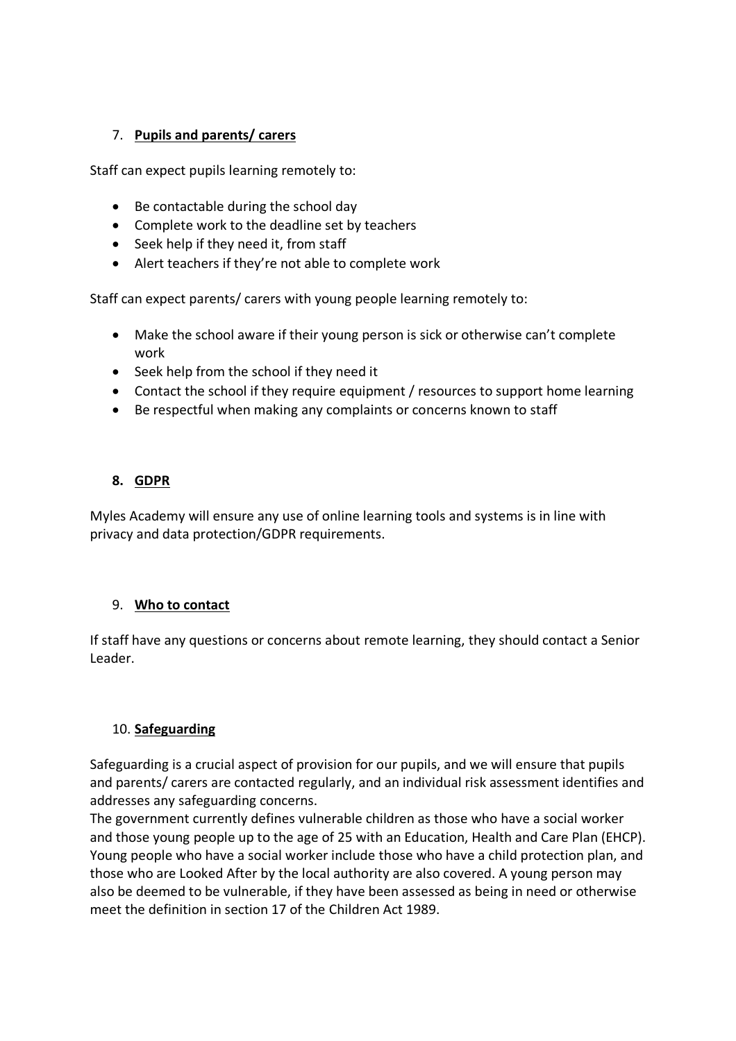## 7. **Pupils and parents/ carers**

Staff can expect pupils learning remotely to:

- Be contactable during the school day
- Complete work to the deadline set by teachers
- Seek help if they need it, from staff
- Alert teachers if they're not able to complete work

Staff can expect parents/ carers with young people learning remotely to:

- Make the school aware if their young person is sick or otherwise can't complete work
- Seek help from the school if they need it
- Contact the school if they require equipment / resources to support home learning
- Be respectful when making any complaints or concerns known to staff

## 8. **GDPR**

Myles Academy will ensure any use of online learning tools and systems is in line with privacy and data protection/GDPR requirements.

## 9. **Who to contact**

If staff have any questions or concerns about remote learning, they should contact a Senior Leader.

## 10. **Safeguarding**

Safeguarding is a crucial aspect of provision for our pupils, and we will ensure that pupils and parents/ carers are contacted regularly, and an individual risk assessment identifies and addresses any safeguarding concerns.
The government currently defines vulnerable children as those who have a social worker and those young people up to the age of 25 with an Education, Health and Care Plan (EHCP). Young people who have a social worker include those who have a child protection plan, and those who are Looked After by the local authority are also covered. A young person may also be deemed to be vulnerable, if they have been assessed as being in need or otherwise meet the definition in section 17 of the Children Act 1989.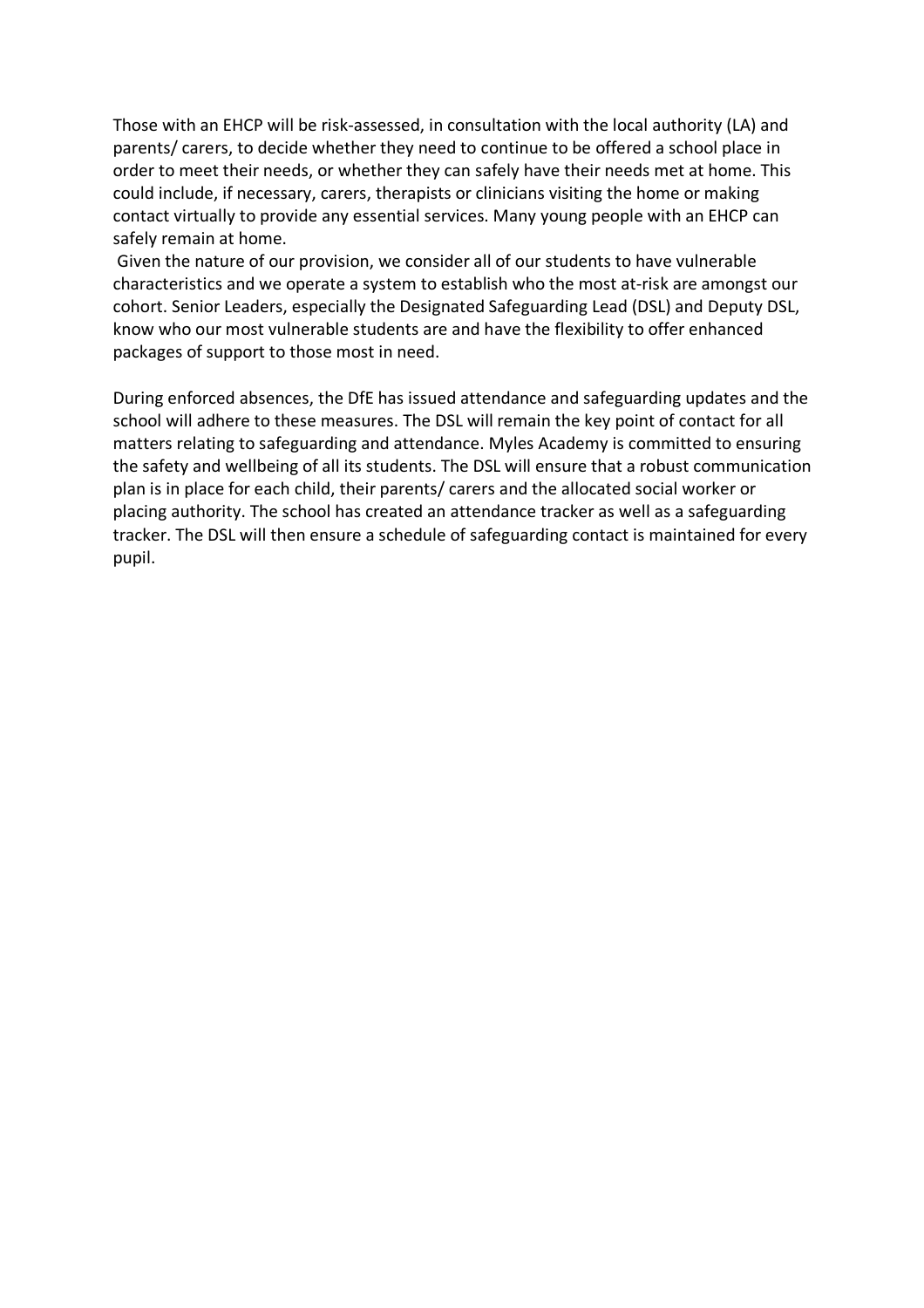Those with an EHCP will be risk-assessed, in consultation with the local authority (LA) and parents/ carers, to decide whether they need to continue to be offered a school place in order to meet their needs, or whether they can safely have their needs met at home. This could include, if necessary, carers, therapists or clinicians visiting the home or making contact virtually to provide any essential services. Many young people with an EHCP can safely remain at home.

Given the nature of our provision, we consider all of our students to have vulnerable characteristics and we operate a system to establish who the most at-risk are amongst our cohort. Senior Leaders, especially the Designated Safeguarding Lead (DSL) and Deputy DSL, know who our most vulnerable students are and have the flexibility to offer enhanced packages of support to those most in need.

During enforced absences, the DfE has issued attendance and safeguarding updates and the school will adhere to these measures. The DSL will remain the key point of contact for all matters relating to safeguarding and attendance. Myles Academy is committed to ensuring the safety and wellbeing of all its students. The DSL will ensure that a robust communication plan is in place for each child, their parents/ carers and the allocated social worker or placing authority. The school has created an attendance tracker as well as a safeguarding tracker. The DSL will then ensure a schedule of safeguarding contact is maintained for every pupil.